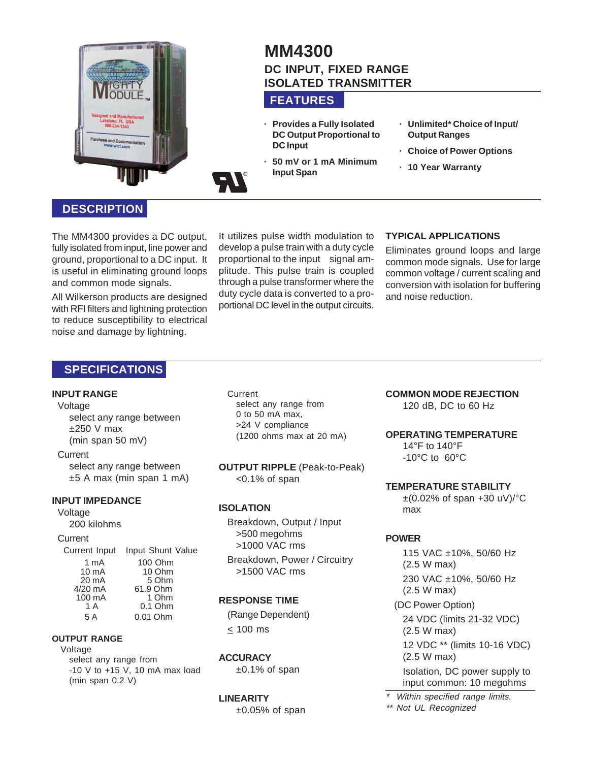# MM4300

## DC INPUT, FIXED RANGE ISOLATED TRANSMITTER

## FEATURES

- Provides a Fully Isolated DC Output Proportional to DC Input
- 50 mV or 1 mA Minimum Input Span
- Unlimited* Choice of Input/ Output Ranges
- Choice of Power Options
- 10 Year Warranty

## DESCRIPTION

The MM4300 provides a DC output, fully isolated from input, line power and ground, proportional to a DC input. It is useful in eliminating ground loops and common mode signals.

All Wilkerson products are designed with RFI filters and lightning protection to reduce susceptibility to electrical noise and damage by lightning.

It utilizes pulse width modulation to develop a pulse train with a duty cycle proportional to the input signal amplitude. This pulse train is coupled through a pulse transformer where the duty cycle data is converted to a proportional DC level in the output circuits.

### TYPICAL APPLICATIONS

Eliminates ground loops and large common mode signals. Use for large common voltage / current scaling and conversion with isolation for buffering and noise reduction.

## SPECIFICATIONS

### INPUT RANGE

Voltage
select any range between ±250 V max (min span 50 mV)

Current
select any range between ±5 A max (min span 1 mA)

### INPUT IMPEDANCE

Voltage
200 kilohms

Current

| Current Input | Input Shunt Value |
|---|---|
| 1 mA | 100 Ohm |
| 10 mA | 10 Ohm |
| 20 mA | 5 Ohm |
| 4/20 mA | 61.9 Ohm |
| 100 mA | 1 Ohm |
| 1 A | 0.1 Ohm |
| 5 A | 0.01 Ohm |

### OUTPUT RANGE

Voltage
select any range from -10 V to +15 V, 10 mA max load (min span 0.2 V)

Current
select any range from 0 to 50 mA max, >24 V compliance (1200 ohms max at 20 mA)

### OUTPUT RIPPLE (Peak-to-Peak)

<0.1% of span

### ISOLATION

Breakdown, Output / Input
>500 megohms
>1000 VAC rms

Breakdown, Power / Circuitry
>1500 VAC rms

### RESPONSE TIME

(Range Dependent)

≤ 100 ms

### ACCURACY

±0.1% of span

### LINEARITY

±0.05% of span

### COMMON MODE REJECTION

120 dB, DC to 60 Hz

### OPERATING TEMPERATURE

14°F to 140°F
-10°C to 60°C

### TEMPERATURE STABILITY

±(0.02% of span +30 uV)/°C max

### POWER

115 VAC ±10%, 50/60 Hz (2.5 W max)

230 VAC ±10%, 50/60 Hz (2.5 W max)

(DC Power Option)

24 VDC (limits 21-32 VDC) (2.5 W max)

12 VDC ** (limits 10-16 VDC) (2.5 W max)

Isolation, DC power supply to input common: 10 megohms

*\* Within specified range limits.*
*\*\* Not UL Recognized*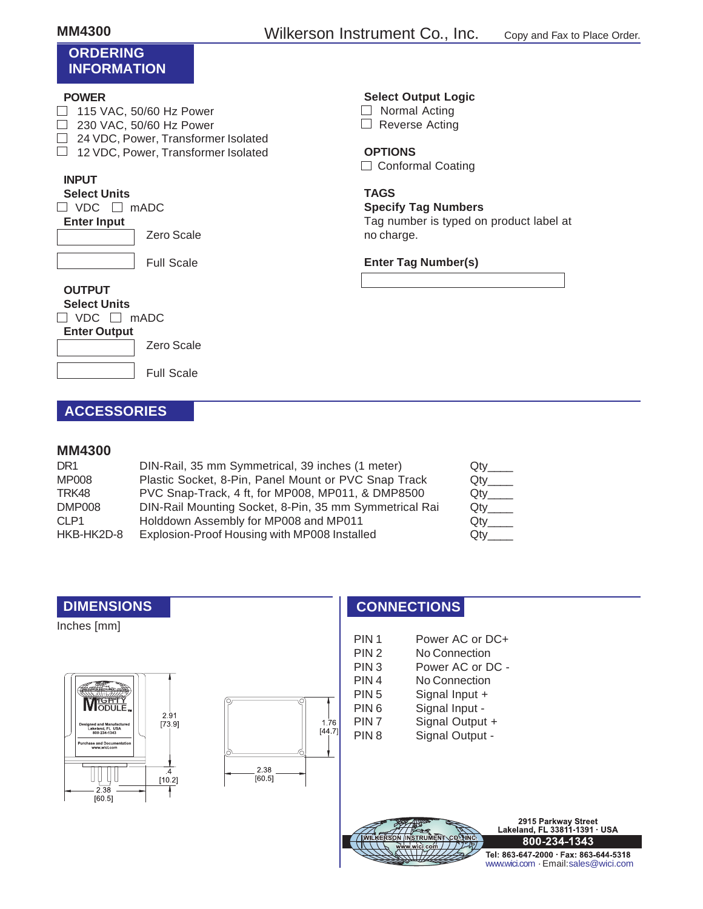## ORDERING INFORMATION

### POWER

- ☐ 115 VAC, 50/60 Hz Power
- ☐ 230 VAC, 50/60 Hz Power
- ☐ 24 VDC, Power, Transformer Isolated
- ☐ 12 VDC, Power, Transformer Isolated

### INPUT

**Select Units**

☐ VDC ☐ mADC

**Enter Input**

\_\_\_\_\_\_\_\_ Zero Scale

\_\_\_\_\_\_\_\_ Full Scale

### OUTPUT

**Select Units**

☐ VDC ☐ mADC

**Enter Output**

\_\_\_\_\_\_\_\_ Zero Scale

\_\_\_\_\_\_\_\_ Full Scale

### Select Output Logic

- ☐ Normal Acting
- ☐ Reverse Acting

### OPTIONS

- ☐ Conformal Coating

### TAGS

**Specify Tag Numbers**

Tag number is typed on product label at no charge.

**Enter Tag Number(s)**

\_\_\_\_\_\_\_\_\_\_\_\_\_\_\_\_

## ACCESSORIES

### MM4300

| | | |
|---|---|---|
| DR1 | DIN-Rail, 35 mm Symmetrical, 39 inches (1 meter) | Qty\_\_\_\_ |
| MP008 | Plastic Socket, 8-Pin, Panel Mount or PVC Snap Track | Qty\_\_\_\_ |
| TRK48 | PVC Snap-Track, 4 ft, for MP008, MP011, & DMP8500 | Qty\_\_\_\_ |
| DMP008 | DIN-Rail Mounting Socket, 8-Pin, 35 mm Symmetrical Rai | Qty\_\_\_\_ |
| CLP1 | Holddown Assembly for MP008 and MP011 | Qty\_\_\_\_ |
| HKB-HK2D-8 | Explosion-Proof Housing with MP008 Installed | Qty\_\_\_\_ |

## DIMENSIONS

Inches [mm]

2.91 [73.9]
.4 [10.2]
2.38 [60.5]
1.76 [44.7]
2.38 [60.5]

## CONNECTIONS

| | |
|---|---|
| PIN 1 | Power AC or DC+ |
| PIN 2 | No Connection |
| PIN 3 | Power AC or DC - |
| PIN 4 | No Connection |
| PIN 5 | Signal Input + |
| PIN 6 | Signal Input - |
| PIN 7 | Signal Output + |
| PIN 8 | Signal Output - |

Wilkerson Instrument Co., Inc.
2915 Parkway Street
Lakeland, FL 33811-1391 · USA
800-234-1343
Tel: 863-647-2000 · Fax: 863-644-5318
www.wici.com · Email: sales@wici.com